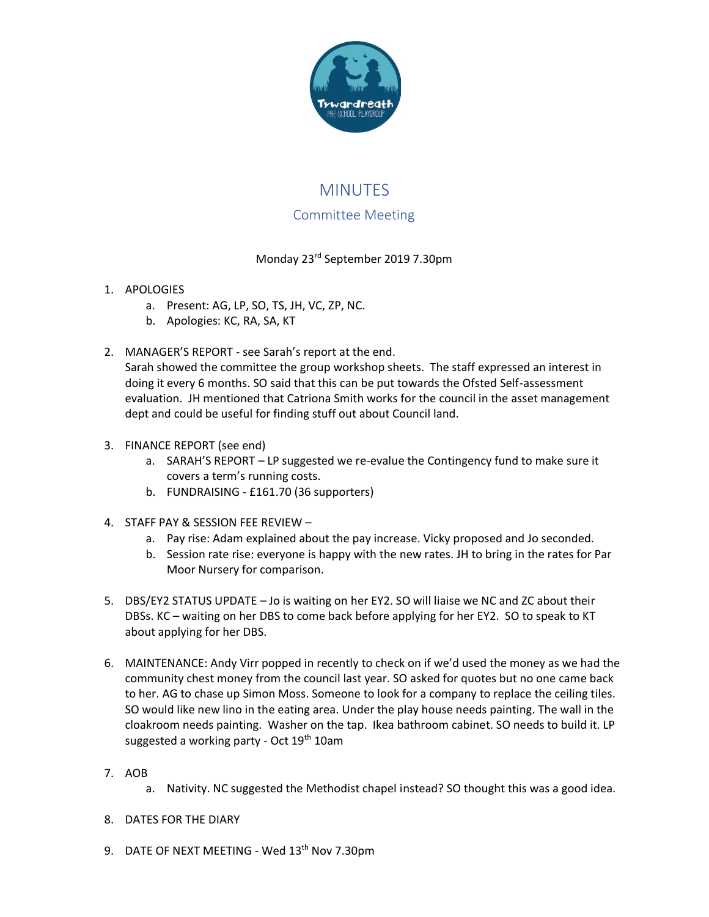# MINUTES

## Committee Meeting

Monday 23rd September 2019 7.30pm

1. APOLOGIES
   a. Present: AG, LP, SO, TS, JH, VC, ZP, NC.
   b. Apologies: KC, RA, SA, KT

2. MANAGER'S REPORT - see Sarah's report at the end.
   Sarah showed the committee the group workshop sheets. The staff expressed an interest in doing it every 6 months. SO said that this can be put towards the Ofsted Self-assessment evaluation. JH mentioned that Catriona Smith works for the council in the asset management dept and could be useful for finding stuff out about Council land.

3. FINANCE REPORT (see end)
   a. SARAH'S REPORT – LP suggested we re-evalue the Contingency fund to make sure it covers a term's running costs.
   b. FUNDRAISING - £161.70 (36 supporters)

4. STAFF PAY & SESSION FEE REVIEW –
   a. Pay rise: Adam explained about the pay increase. Vicky proposed and Jo seconded.
   b. Session rate rise: everyone is happy with the new rates. JH to bring in the rates for Par Moor Nursery for comparison.

5. DBS/EY2 STATUS UPDATE – Jo is waiting on her EY2. SO will liaise we NC and ZC about their DBSs. KC – waiting on her DBS to come back before applying for her EY2. SO to speak to KT about applying for her DBS.

6. MAINTENANCE: Andy Virr popped in recently to check on if we'd used the money as we had the community chest money from the council last year. SO asked for quotes but no one came back to her. AG to chase up Simon Moss. Someone to look for a company to replace the ceiling tiles. SO would like new lino in the eating area. Under the play house needs painting. The wall in the cloakroom needs painting. Washer on the tap. Ikea bathroom cabinet. SO needs to build it. LP suggested a working party - Oct 19th 10am

7. AOB
   a. Nativity. NC suggested the Methodist chapel instead? SO thought this was a good idea.

8. DATES FOR THE DIARY

9. DATE OF NEXT MEETING - Wed 13th Nov 7.30pm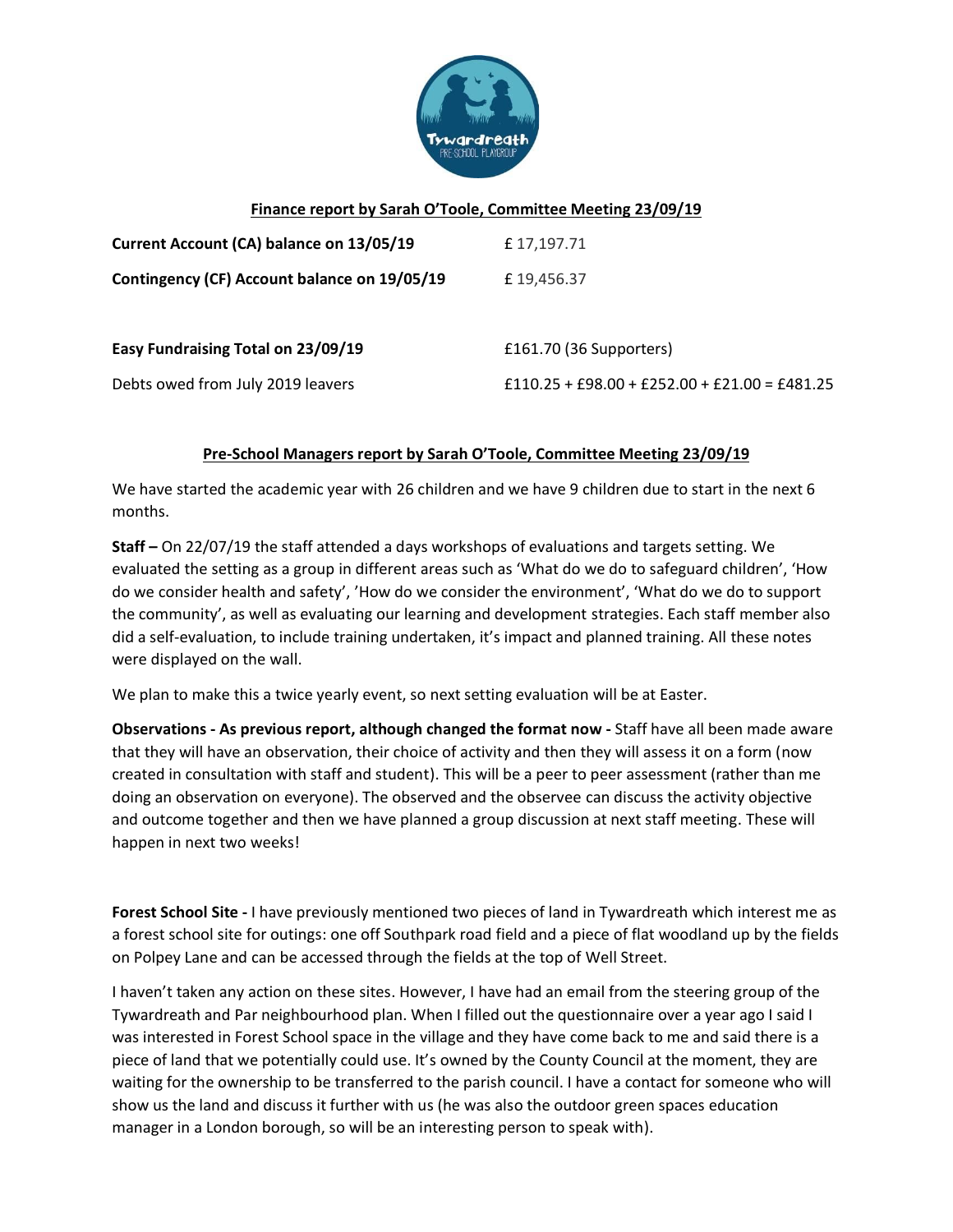## Finance report by Sarah O'Toole, Committee Meeting 23/09/19

| | |
|---|---|
| **Current Account (CA) balance on 13/05/19** | £ 17,197.71 |
| **Contingency (CF) Account balance on 19/05/19** | £ 19,456.37 |
| | |
| **Easy Fundraising Total on 23/09/19** | £161.70 (36 Supporters) |
| Debts owed from July 2019 leavers | £110.25 + £98.00 + £252.00 + £21.00 = £481.25 |

## Pre-School Managers report by Sarah O'Toole, Committee Meeting 23/09/19

We have started the academic year with 26 children and we have 9 children due to start in the next 6 months.

**Staff –** On 22/07/19 the staff attended a days workshops of evaluations and targets setting. We evaluated the setting as a group in different areas such as 'What do we do to safeguard children', 'How do we consider health and safety', 'How do we consider the environment', 'What do we do to support the community', as well as evaluating our learning and development strategies. Each staff member also did a self-evaluation, to include training undertaken, it's impact and planned training. All these notes were displayed on the wall.

We plan to make this a twice yearly event, so next setting evaluation will be at Easter.

**Observations - As previous report, although changed the format now -** Staff have all been made aware that they will have an observation, their choice of activity and then they will assess it on a form (now created in consultation with staff and student). This will be a peer to peer assessment (rather than me doing an observation on everyone). The observed and the observee can discuss the activity objective and outcome together and then we have planned a group discussion at next staff meeting. These will happen in next two weeks!

**Forest School Site -** I have previously mentioned two pieces of land in Tywardreath which interest me as a forest school site for outings: one off Southpark road field and a piece of flat woodland up by the fields on Polpey Lane and can be accessed through the fields at the top of Well Street.

I haven't taken any action on these sites. However, I have had an email from the steering group of the Tywardreath and Par neighbourhood plan. When I filled out the questionnaire over a year ago I said I was interested in Forest School space in the village and they have come back to me and said there is a piece of land that we potentially could use. It's owned by the County Council at the moment, they are waiting for the ownership to be transferred to the parish council. I have a contact for someone who will show us the land and discuss it further with us (he was also the outdoor green spaces education manager in a London borough, so will be an interesting person to speak with).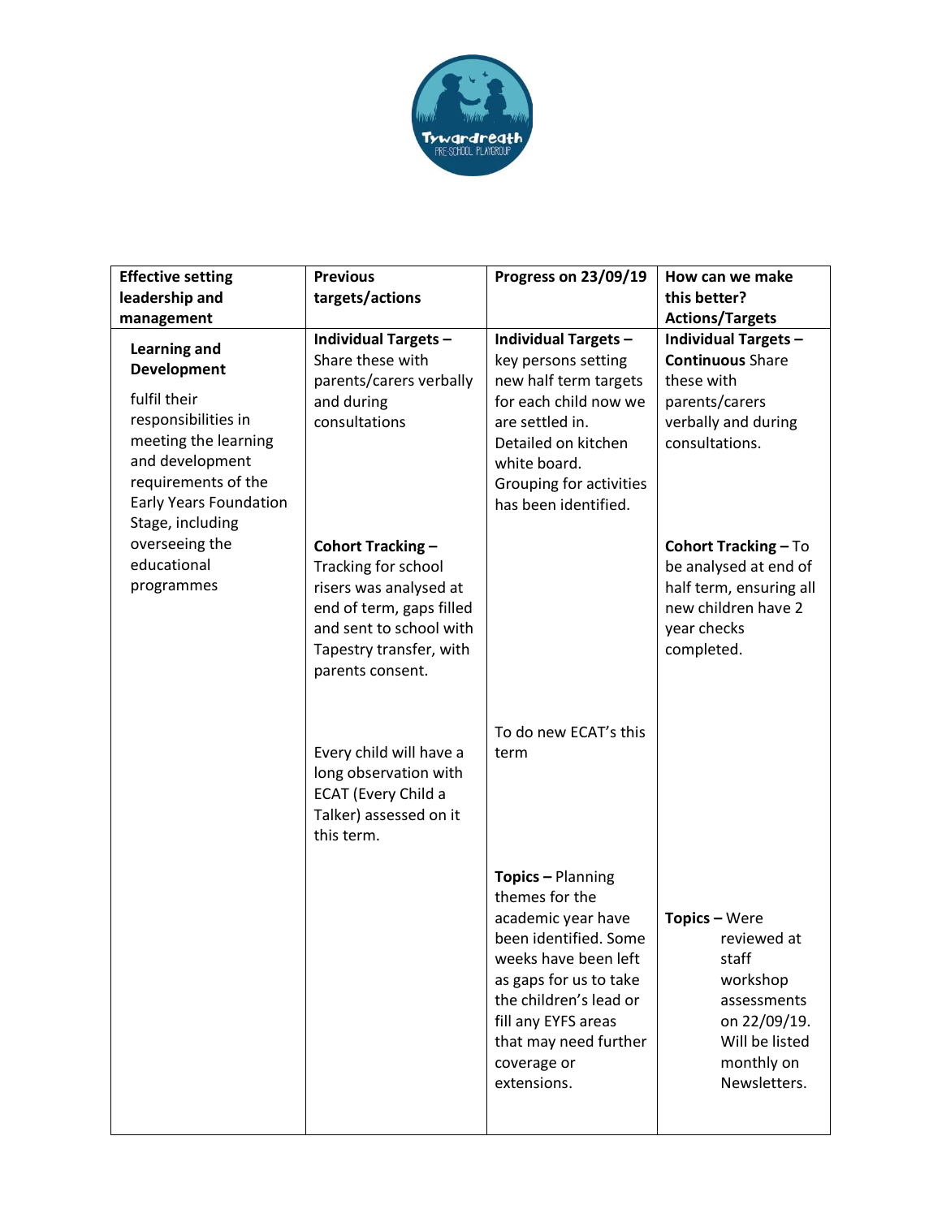| Effective setting leadership and management | Previous targets/actions | Progress on 23/09/19 | How can we make this better? Actions/Targets |
|---|---|---|---|
| **Learning and Development**<br>fulfil their responsibilities in meeting the learning and development requirements of the Early Years Foundation Stage, including overseeing the educational programmes | **Individual Targets –** Share these with parents/carers verbally and during consultations | **Individual Targets –** key persons setting new half term targets for each child now we are settled in. Detailed on kitchen white board. Grouping for activities has been identified. | **Individual Targets – Continuous** Share these with parents/carers verbally and during consultations. |
| | **Cohort Tracking –** Tracking for school risers was analysed at end of term, gaps filled and sent to school with Tapestry transfer, with parents consent. | | **Cohort Tracking –** To be analysed at end of half term, ensuring all new children have 2 year checks completed. |
| | Every child will have a long observation with ECAT (Every Child a Talker) assessed on it this term. | To do new ECAT's this term | |
| | | **Topics –** Planning themes for the academic year have been identified. Some weeks have been left as gaps for us to take the children's lead or fill any EYFS areas that may need further coverage or extensions. | **Topics –** Were reviewed at staff workshop assessments on 22/09/19. Will be listed monthly on Newsletters. |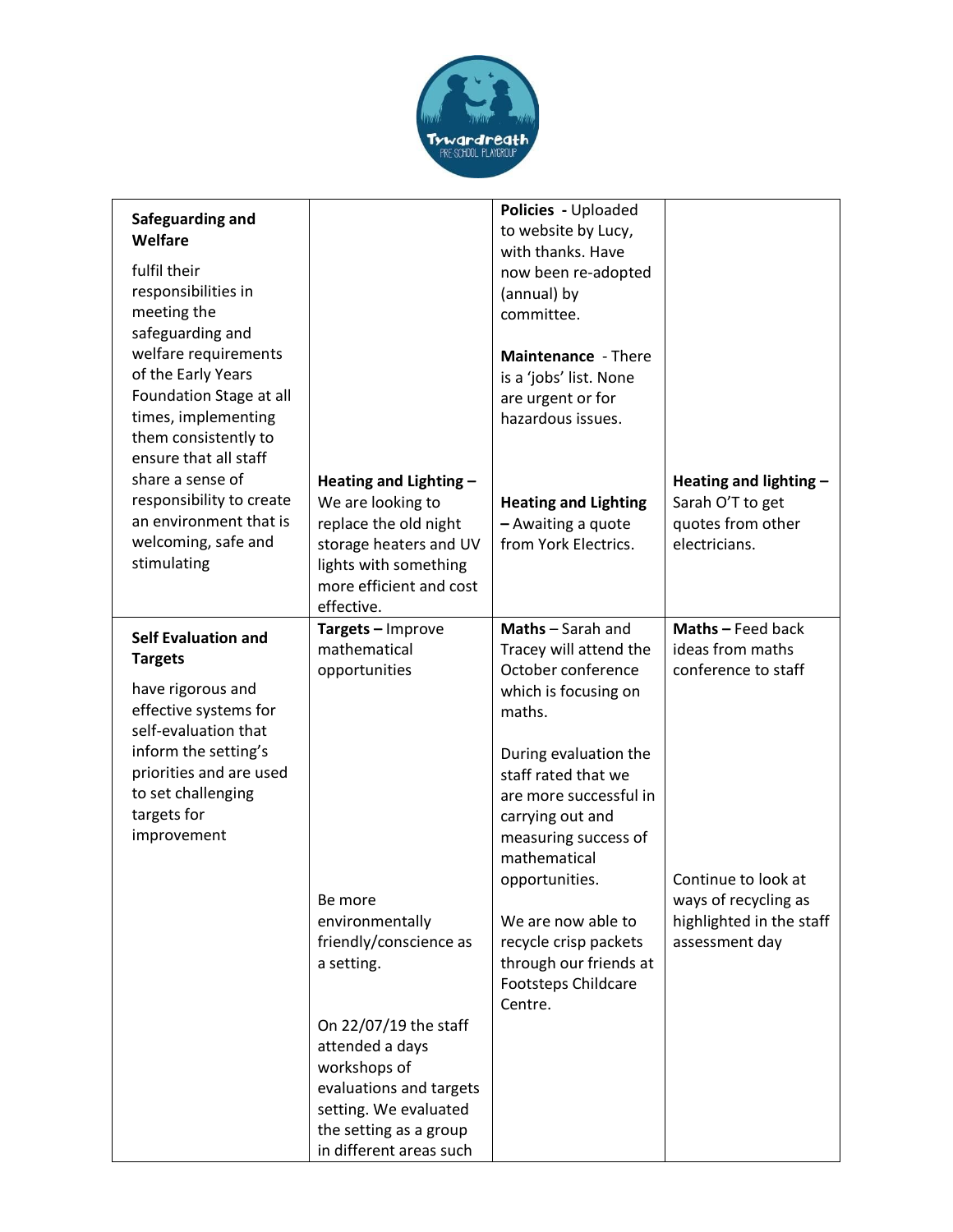| | | | |
|---|---|---|---|
| **Safeguarding and Welfare**<br><br>fulfil their responsibilities in meeting the safeguarding and welfare requirements of the Early Years Foundation Stage at all times, implementing them consistently to ensure that all staff share a sense of responsibility to create an environment that is welcoming, safe and stimulating | **Heating and Lighting –** We are looking to replace the old night storage heaters and UV lights with something more efficient and cost effective. | **Policies -** Uploaded to website by Lucy, with thanks. Have now been re-adopted (annual) by committee.<br><br>**Maintenance** - There is a 'jobs' list. None are urgent or for hazardous issues.<br><br>**Heating and Lighting –** Awaiting a quote from York Electrics. | **Heating and lighting –** Sarah O'T to get quotes from other electricians. |
| **Self Evaluation and Targets**<br><br>have rigorous and effective systems for self-evaluation that inform the setting's priorities and are used to set challenging targets for improvement | **Targets –** Improve mathematical opportunities<br><br>Be more environmentally friendly/conscience as a setting.<br><br>On 22/07/19 the staff attended a days workshops of evaluations and targets setting. We evaluated the setting as a group in different areas such | **Maths** – Sarah and Tracey will attend the October conference which is focusing on maths.<br><br>During evaluation the staff rated that we are more successful in carrying out and measuring success of mathematical opportunities.<br><br>We are now able to recycle crisp packets through our friends at Footsteps Childcare Centre. | **Maths –** Feed back ideas from maths conference to staff<br><br>Continue to look at ways of recycling as highlighted in the staff assessment day |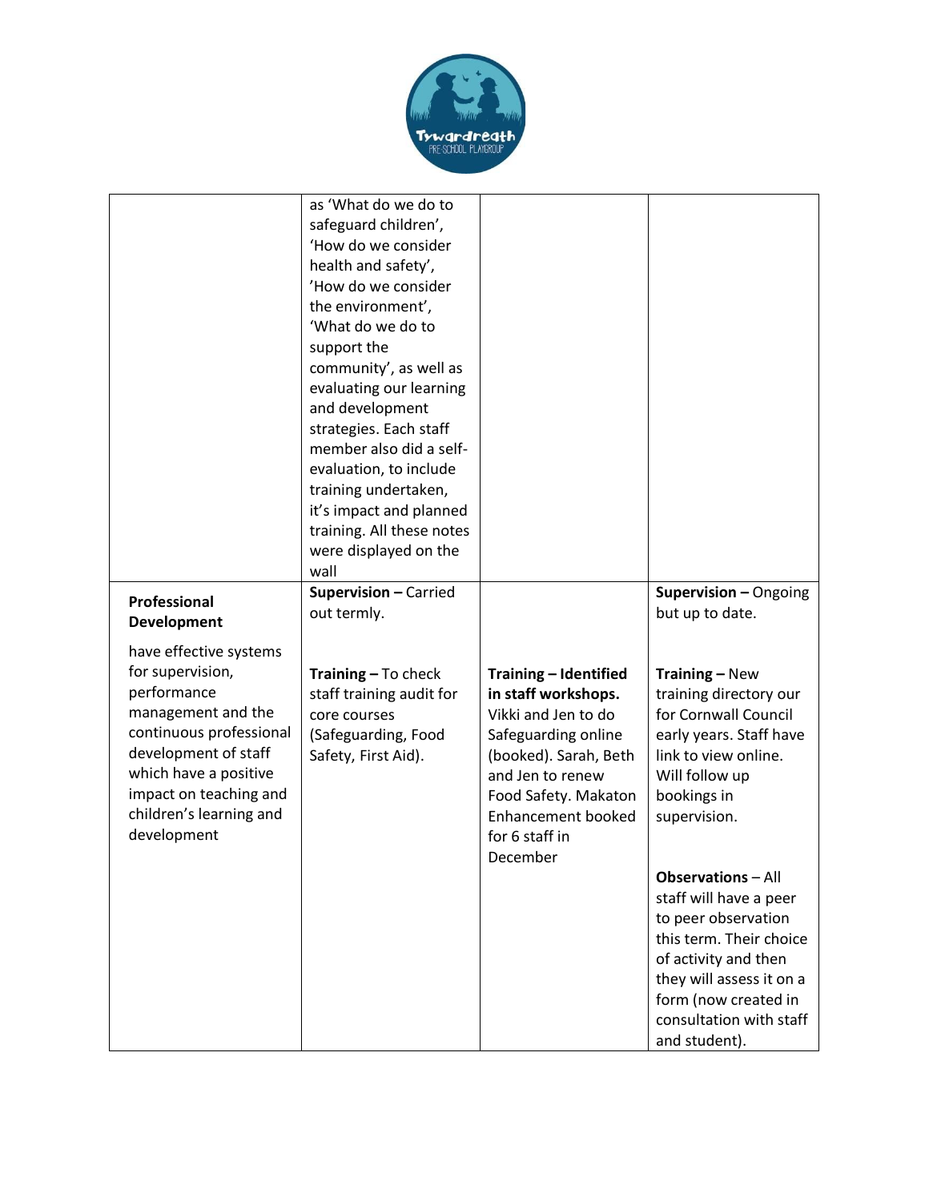| | | | |
|---|---|---|---|
| | as 'What do we do to safeguard children', 'How do we consider health and safety', 'How do we consider the environment', 'What do we do to support the community', as well as evaluating our learning and development strategies. Each staff member also did a self-evaluation, to include training undertaken, it's impact and planned training. All these notes were displayed on the wall | | |
| **Professional Development**<br><br>have effective systems for supervision, performance management and the continuous professional development of staff which have a positive impact on teaching and children's learning and development | **Supervision –** Carried out termly.<br><br>**Training –** To check staff training audit for core courses (Safeguarding, Food Safety, First Aid). | **Training – Identified in staff workshops.** Vikki and Jen to do Safeguarding online (booked). Sarah, Beth and Jen to renew Food Safety. Makaton Enhancement booked for 6 staff in December | **Supervision –** Ongoing but up to date.<br><br>**Training –** New training directory our for Cornwall Council early years. Staff have link to view online. Will follow up bookings in supervision.<br><br>**Observations** – All staff will have a peer to peer observation this term. Their choice of activity and then they will assess it on a form (now created in consultation with staff and student). |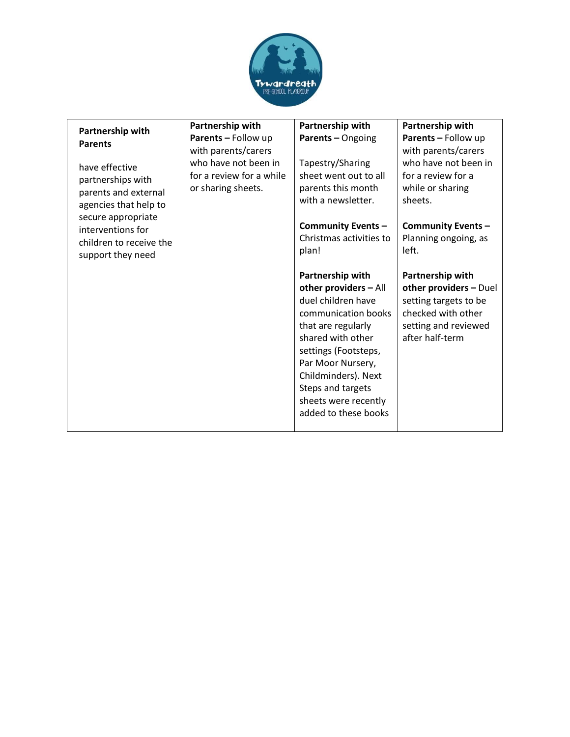| | | | |
|---|---|---|---|
| **Partnership with Parents**<br><br>have effective partnerships with parents and external agencies that help to secure appropriate interventions for children to receive the support they need | **Partnership with Parents –** Follow up with parents/carers who have not been in for a review for a while or sharing sheets. | **Partnership with Parents –** Ongoing<br><br>Tapestry/Sharing sheet went out to all parents this month with a newsletter.<br><br>**Community Events –** Christmas activities to plan!<br><br>**Partnership with other providers –** All duel children have communication books that are regularly shared with other settings (Footsteps, Par Moor Nursery, Childminders). Next Steps and targets sheets were recently added to these books | **Partnership with Parents –** Follow up with parents/carers who have not been in for a review for a while or sharing sheets.<br><br>**Community Events –** Planning ongoing, as left.<br><br>**Partnership with other providers –** Duel setting targets to be checked with other setting and reviewed after half-term |